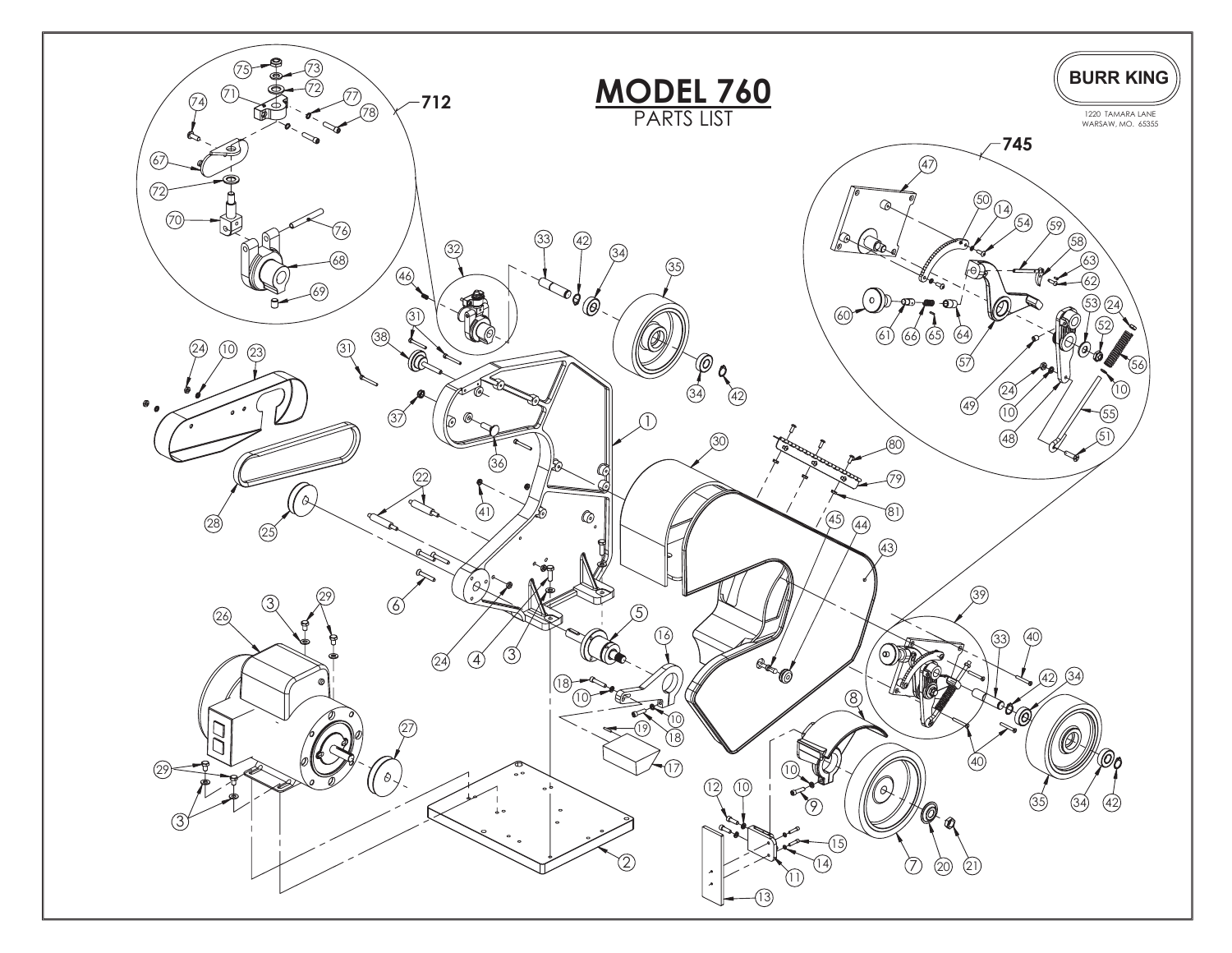# MODEL 760

PARTS LIST

BURR KING

1220 TAMARA LANE
WARSAW, MO. 65355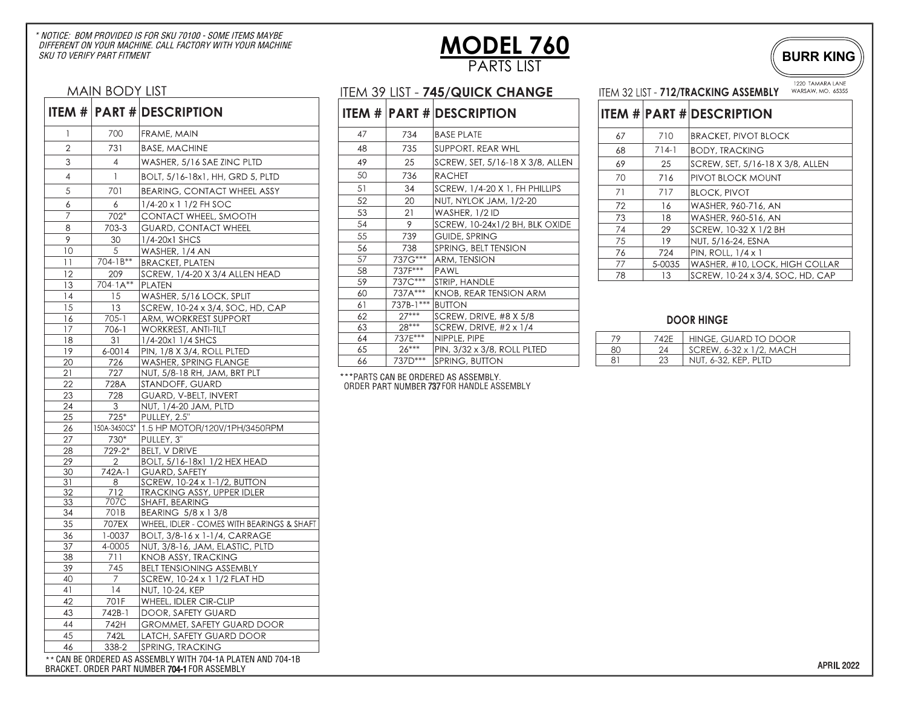*\* NOTICE: BOM PROVIDED IS FOR SKU 70100 - SOME ITEMS MAYBE DIFFERENT ON YOUR MACHINE. CALL FACTORY WITH YOUR MACHINE SKU TO VERIFY PART FITMENT*

# MODEL 760

## PARTS LIST

**BURR KING**

1220 TAMARA LANE
WARSAW, MO. 65355

### MAIN BODY LIST

| ITEM # | PART # | DESCRIPTION |
|---|---|---|
| 1 | 700 | FRAME, MAIN |
| 2 | 731 | BASE, MACHINE |
| 3 | 4 | WASHER, 5/16 SAE ZINC PLTD |
| 4 | 1 | BOLT, 5/16-18x1, HH, GRD 5, PLTD |
| 5 | 701 | BEARING, CONTACT WHEEL ASSY |
| 6 | 6 | 1/4-20 x 1 1/2 FH SOC |
| 7 | 702* | CONTACT WHEEL, SMOOTH |
| 8 | 703-3 | GUARD, CONTACT WHEEL |
| 9 | 30 | 1/4-20x1 SHCS |
| 10 | 5 | WASHER, 1/4 AN |
| 11 | 704-1B** | BRACKET, PLATEN |
| 12 | 209 | SCREW, 1/4-20 X 3/4 ALLEN HEAD |
| 13 | 704-1A** | PLATEN |
| 14 | 15 | WASHER, 5/16 LOCK, SPLIT |
| 15 | 13 | SCREW, 10-24 x 3/4, SOC, HD, CAP |
| 16 | 705-1 | ARM, WORKREST SUPPORT |
| 17 | 706-1 | WORKREST, ANTI-TILT |
| 18 | 31 | 1/4-20x1 1/4 SHCS |
| 19 | 6-0014 | PIN, 1/8 X 3/4, ROLL PLTED |
| 20 | 726 | WASHER, SPRING FLANGE |
| 21 | 727 | NUT, 5/8-18 RH, JAM, BRT PLT |
| 22 | 728A | STANDOFF, GUARD |
| 23 | 728 | GUARD, V-BELT, INVERT |
| 24 | 3 | NUT, 1/4-20 JAM, PLTD |
| 25 | 725* | PULLEY, 2.5" |
| 26 | 150A-3450CS* | 1.5 HP MOTOR/120V/1PH/3450RPM |
| 27 | 730* | PULLEY, 3" |
| 28 | 729-2* | BELT, V DRIVE |
| 29 | 2 | BOLT, 5/16-18x1 1/2 HEX HEAD |
| 30 | 742A-1 | GUARD, SAFETY |
| 31 | 8 | SCREW, 10-24 x 1-1/2, BUTTON |
| 32 | 712 | TRACKING ASSY, UPPER IDLER |
| 33 | 707C | SHAFT, BEARING |
| 34 | 701B | BEARING 5/8 x 1 3/8 |
| 35 | 707EX | WHEEL, IDLER - COMES WITH BEARINGS & SHAFT |
| 36 | 1-0037 | BOLT, 3/8-16 x 1-1/4, CARRAGE |
| 37 | 4-0005 | NUT, 3/8-16, JAM, ELASTIC, PLTD |
| 38 | 711 | KNOB ASSY, TRACKING |
| 39 | 745 | BELT TENSIONING ASSEMBLY |
| 40 | 7 | SCREW, 10-24 x 1 1/2 FLAT HD |
| 41 | 14 | NUT, 10-24, KEP |
| 42 | 701F | WHEEL, IDLER CIR-CLIP |
| 43 | 742B-1 | DOOR, SAFETY GUARD |
| 44 | 742H | GROMMET, SAFETY GUARD DOOR |
| 45 | 742L | LATCH, SAFETY GUARD DOOR |
| 46 | 338-2 | SPRING, TRACKING |

** CAN BE ORDERED AS ASSEMBLY WITH 704-1A PLATEN AND 704-1B BRACKET. ORDER PART NUMBER **704-1** FOR ASSEMBLY

### ITEM 39 LIST - **745/QUICK CHANGE**

| ITEM # | PART # | DESCRIPTION |
|---|---|---|
| 47 | 734 | BASE PLATE |
| 48 | 735 | SUPPORT. REAR WHL |
| 49 | 25 | SCREW, SET, 5/16-18 X 3/8, ALLEN |
| 50 | 736 | RACHET |
| 51 | 34 | SCREW, 1/4-20 X 1, FH PHILLIPS |
| 52 | 20 | NUT, NYLOK JAM, 1/2-20 |
| 53 | 21 | WASHER, 1/2 ID |
| 54 | 9 | SCREW, 10-24x1/2 BH, BLK OXIDE |
| 55 | 739 | GUIDE, SPRING |
| 56 | 738 | SPRING, BELT TENSION |
| 57 | 737G*** | ARM, TENSION |
| 58 | 737F*** | PAWL |
| 59 | 737C*** | STRIP, HANDLE |
| 60 | 737A*** | KNOB, REAR TENSION ARM |
| 61 | 737B-1*** | BUTTON |
| 62 | 27*** | SCREW, DRIVE, #8 X 5/8 |
| 63 | 28*** | SCREW, DRIVE, #2 x 1/4 |
| 64 | 737E*** | NIPPLE, PIPE |
| 65 | 26*** | PIN, 3/32 x 3/8, ROLL PLTED |
| 66 | 737D*** | SPRING, BUTTON |

***PARTS CAN BE ORDERED AS ASSEMBLY. ORDER PART NUMBER **737** FOR HANDLE ASSEMBLY

### ITEM 32 LIST - **712/TRACKING ASSEMBLY**

| ITEM # | PART # | DESCRIPTION |
|---|---|---|
| 67 | 710 | BRACKET, PIVOT BLOCK |
| 68 | 714-1 | BODY, TRACKING |
| 69 | 25 | SCREW, SET, 5/16-18 X 3/8, ALLEN |
| 70 | 716 | PIVOT BLOCK MOUNT |
| 71 | 717 | BLOCK, PIVOT |
| 72 | 16 | WASHER, 960-716, AN |
| 73 | 18 | WASHER, 960-516, AN |
| 74 | 29 | SCREW, 10-32 X 1/2 BH |
| 75 | 19 | NUT, 5/16-24, ESNA |
| 76 | 724 | PIN, ROLL, 1/4 x 1 |
| 77 | 5-0035 | WASHER, #10, LOCK, HIGH COLLAR |
| 78 | 13 | SCREW, 10-24 x 3/4, SOC, HD, CAP |

### DOOR HINGE

| | | |
|---|---|---|
| 79 | 742E | HINGE, GUARD TO DOOR |
| 80 | 24 | SCREW, 6-32 x 1/2, MACH |
| 81 | 23 | NUT, 6-32, KEP, PLTD |

APRIL 2022